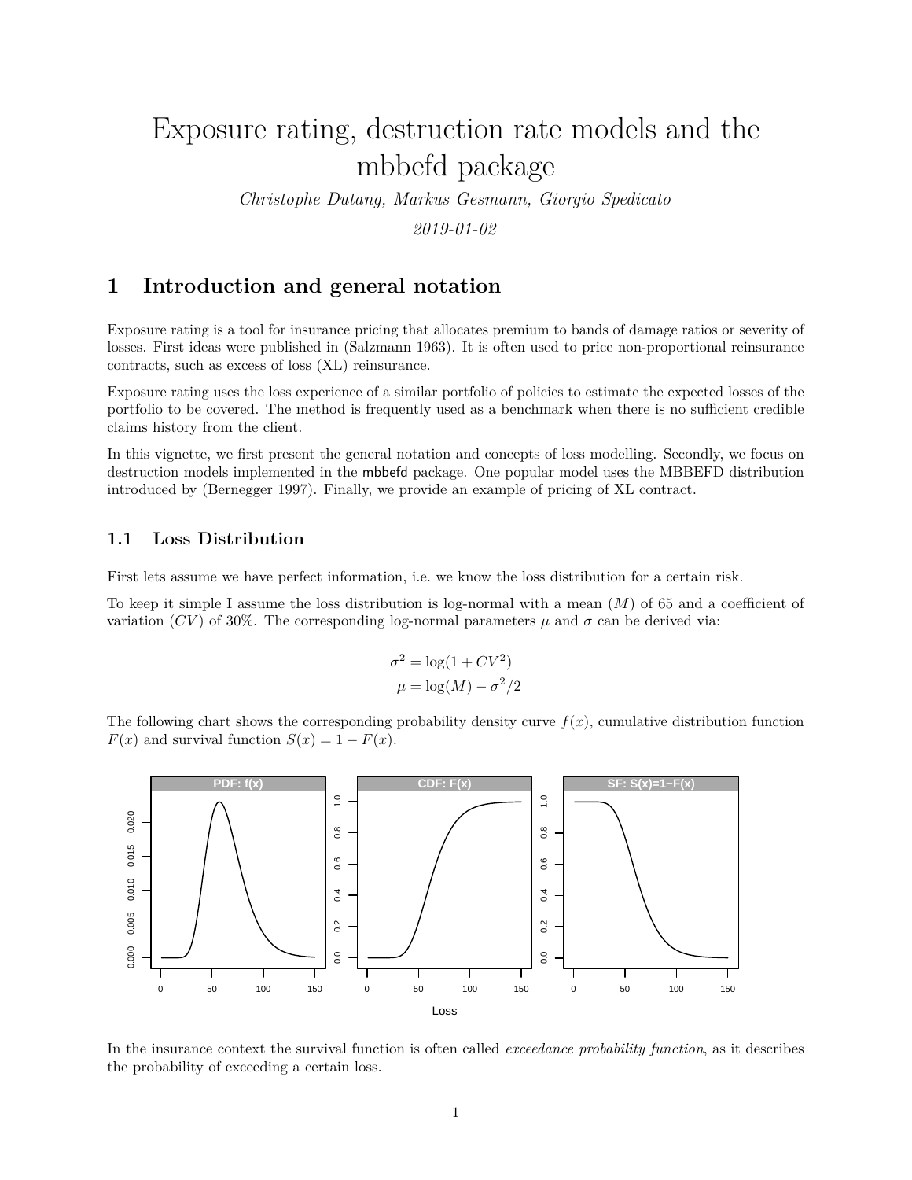# Exposure rating, destruction rate models and the mbbefd package

*Christophe Dutang, Markus Gesmann, Giorgio Spedicato*

*2019-01-02*

## 1 Introduction and general notation

Exposure rating is a tool for insurance pricing that allocates premium to bands of damage ratios or severity of losses. First ideas were published in (Salzmann 1963). It is often used to price non-proportional reinsurance contracts, such as excess of loss (XL) reinsurance.

Exposure rating uses the loss experience of a similar portfolio of policies to estimate the expected losses of the portfolio to be covered. The method is frequently used as a benchmark when there is no sufficient credible claims history from the client.

In this vignette, we first present the general notation and concepts of loss modelling. Secondly, we focus on destruction models implemented in the mbbefd package. One popular model uses the MBBEFD distribution introduced by (Bernegger 1997). Finally, we provide an example of pricing of XL contract.

### 1.1 Loss Distribution

First lets assume we have perfect information, i.e. we know the loss distribution for a certain risk.

To keep it simple I assume the loss distribution is log-normal with a mean ($M$) of 65 and a coefficient of variation ($CV$) of 30%. The corresponding log-normal parameters $\mu$ and $\sigma$ can be derived via:

$$\sigma^2 = \log(1 + CV^2)$$
$$\mu = \log(M) - \sigma^2/2$$

The following chart shows the corresponding probability density curve $f(x)$, cumulative distribution function $F(x)$ and survival function $S(x) = 1 - F(x)$.

In the insurance context the survival function is often called *exceedance probability function*, as it describes the probability of exceeding a certain loss.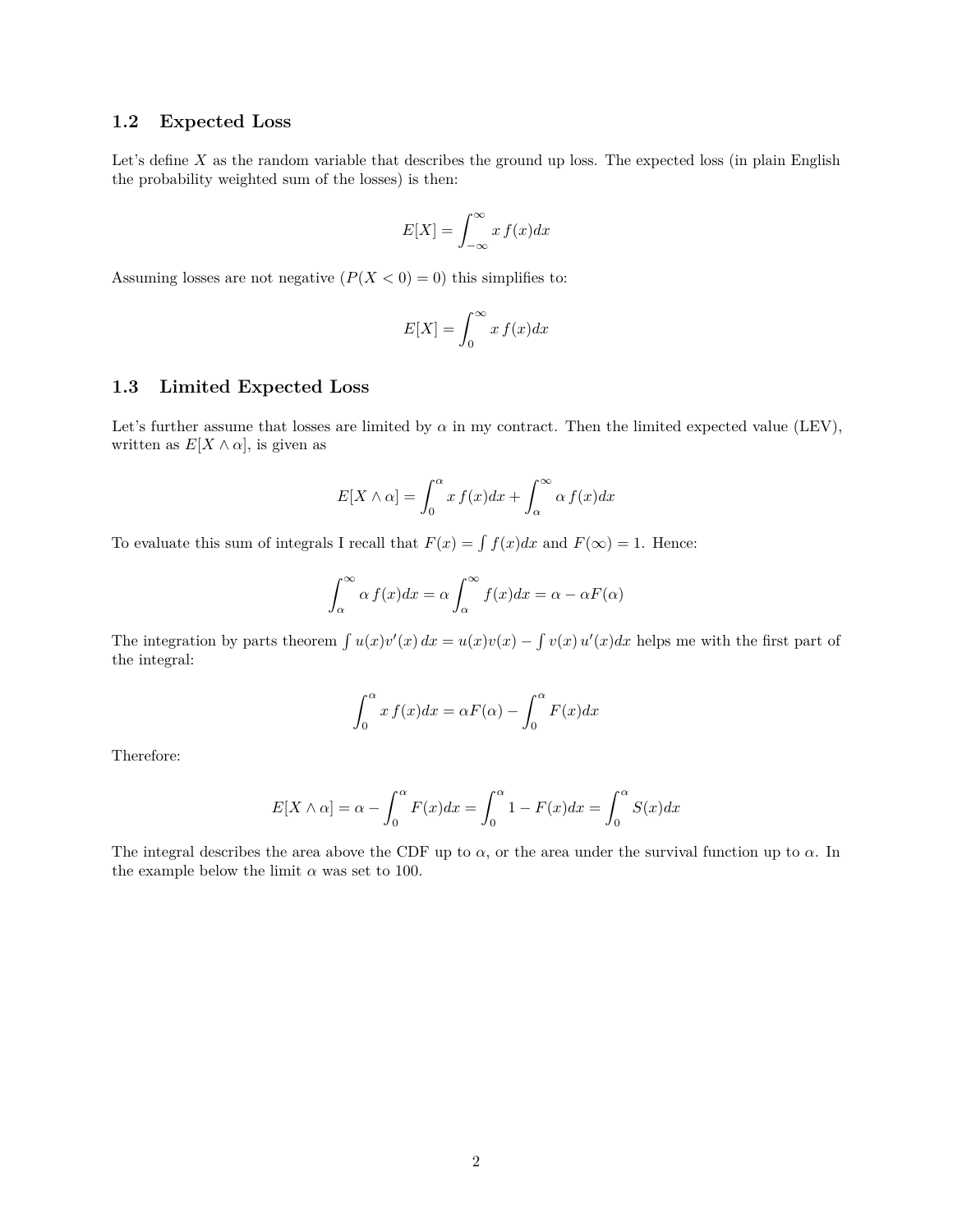## 1.2 Expected Loss

Let's define $X$ as the random variable that describes the ground up loss. The expected loss (in plain English the probability weighted sum of the losses) is then:

$$E[X] = \int_{-\infty}^{\infty} x\, f(x) dx$$

Assuming losses are not negative ($P(X < 0) = 0$) this simplifies to:

$$E[X] = \int_{0}^{\infty} x\, f(x) dx$$

## 1.3 Limited Expected Loss

Let's further assume that losses are limited by $\alpha$ in my contract. Then the limited expected value (LEV), written as $E[X \wedge \alpha]$, is given as

$$E[X \wedge \alpha] = \int_{0}^{\alpha} x\, f(x) dx + \int_{\alpha}^{\infty} \alpha\, f(x) dx$$

To evaluate this sum of integrals I recall that $F(x) = \int f(x) dx$ and $F(\infty) = 1$. Hence:

$$\int_{\alpha}^{\infty} \alpha\, f(x) dx = \alpha \int_{\alpha}^{\infty} f(x) dx = \alpha - \alpha F(\alpha)$$

The integration by parts theorem $\int u(x) v'(x)\, dx = u(x) v(x) - \int v(x)\, u'(x) dx$ helps me with the first part of the integral:

$$\int_{0}^{\alpha} x\, f(x) dx = \alpha F(\alpha) - \int_{0}^{\alpha} F(x) dx$$

Therefore:

$$E[X \wedge \alpha] = \alpha - \int_{0}^{\alpha} F(x) dx = \int_{0}^{\alpha} 1 - F(x) dx = \int_{0}^{\alpha} S(x) dx$$

The integral describes the area above the CDF up to $\alpha$, or the area under the survival function up to $\alpha$. In the example below the limit $\alpha$ was set to 100.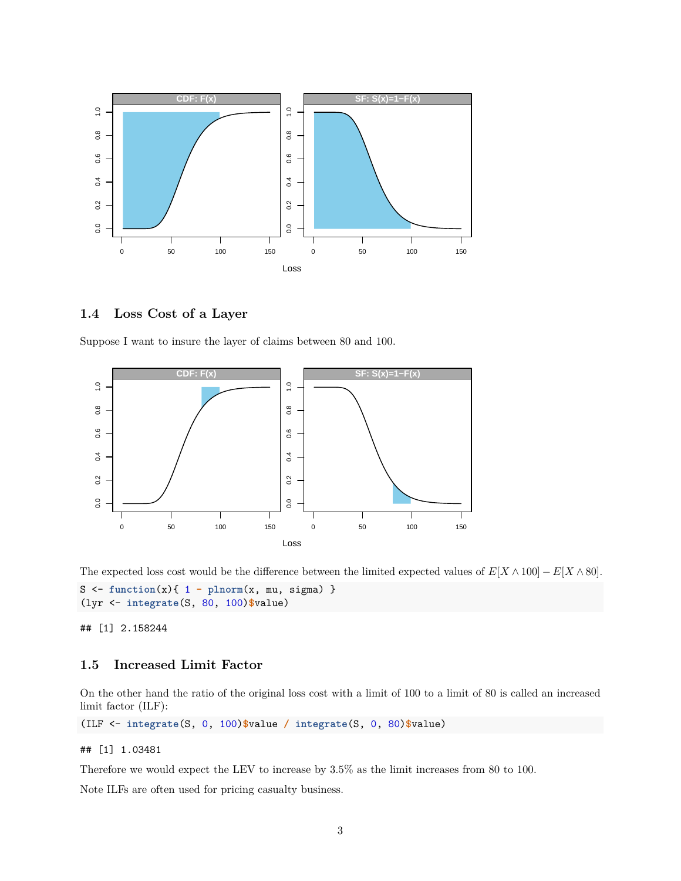## 1.4 Loss Cost of a Layer

Suppose I want to insure the layer of claims between 80 and 100.

The expected loss cost would be the difference between the limited expected values of $E[X \wedge 100] - E[X \wedge 80]$.

```
S <- function(x){ 1 - plnorm(x, mu, sigma) }
(lyr <- integrate(S, 80, 100)$value)
```

```
## [1] 2.158244
```

## 1.5 Increased Limit Factor

On the other hand the ratio of the original loss cost with a limit of 100 to a limit of 80 is called an increased limit factor (ILF):

```
(ILF <- integrate(S, 0, 100)$value / integrate(S, 0, 80)$value)
```

```
## [1] 1.03481
```

Therefore we would expect the LEV to increase by 3.5% as the limit increases from 80 to 100.

Note ILFs are often used for pricing casualty business.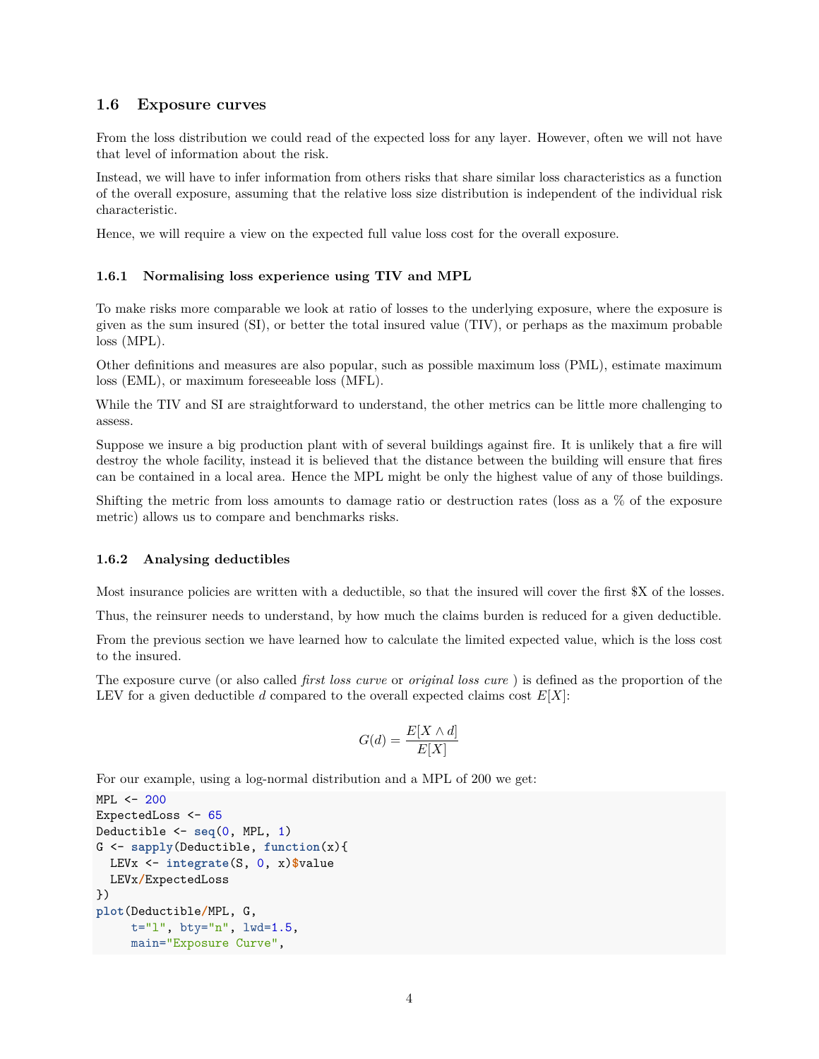## 1.6 Exposure curves

From the loss distribution we could read of the expected loss for any layer. However, often we will not have that level of information about the risk.

Instead, we will have to infer information from others risks that share similar loss characteristics as a function of the overall exposure, assuming that the relative loss size distribution is independent of the individual risk characteristic.

Hence, we will require a view on the expected full value loss cost for the overall exposure.

### 1.6.1 Normalising loss experience using TIV and MPL

To make risks more comparable we look at ratio of losses to the underlying exposure, where the exposure is given as the sum insured (SI), or better the total insured value (TIV), or perhaps as the maximum probable loss (MPL).

Other definitions and measures are also popular, such as possible maximum loss (PML), estimate maximum loss (EML), or maximum foreseeable loss (MFL).

While the TIV and SI are straightforward to understand, the other metrics can be little more challenging to assess.

Suppose we insure a big production plant with of several buildings against fire. It is unlikely that a fire will destroy the whole facility, instead it is believed that the distance between the building will ensure that fires can be contained in a local area. Hence the MPL might be only the highest value of any of those buildings.

Shifting the metric from loss amounts to damage ratio or destruction rates (loss as a % of the exposure metric) allows us to compare and benchmarks risks.

### 1.6.2 Analysing deductibles

Most insurance policies are written with a deductible, so that the insured will cover the first $X of the losses.

Thus, the reinsurer needs to understand, by how much the claims burden is reduced for a given deductible.

From the previous section we have learned how to calculate the limited expected value, which is the loss cost to the insured.

The exposure curve (or also called *first loss curve* or *original loss cure* ) is defined as the proportion of the LEV for a given deductible $d$ compared to the overall expected claims cost $E[X]$:

$$G(d) = \frac{E[X \wedge d]}{E[X]}$$

For our example, using a log-normal distribution and a MPL of 200 we get:

```
MPL <- 200
ExpectedLoss <- 65
Deductible <- seq(0, MPL, 1)
G <- sapply(Deductible, function(x){
  LEVx <- integrate(S, 0, x)$value
  LEVx/ExpectedLoss
})
plot(Deductible/MPL, G,
     t="l", bty="n", lwd=1.5,
     main="Exposure Curve",
```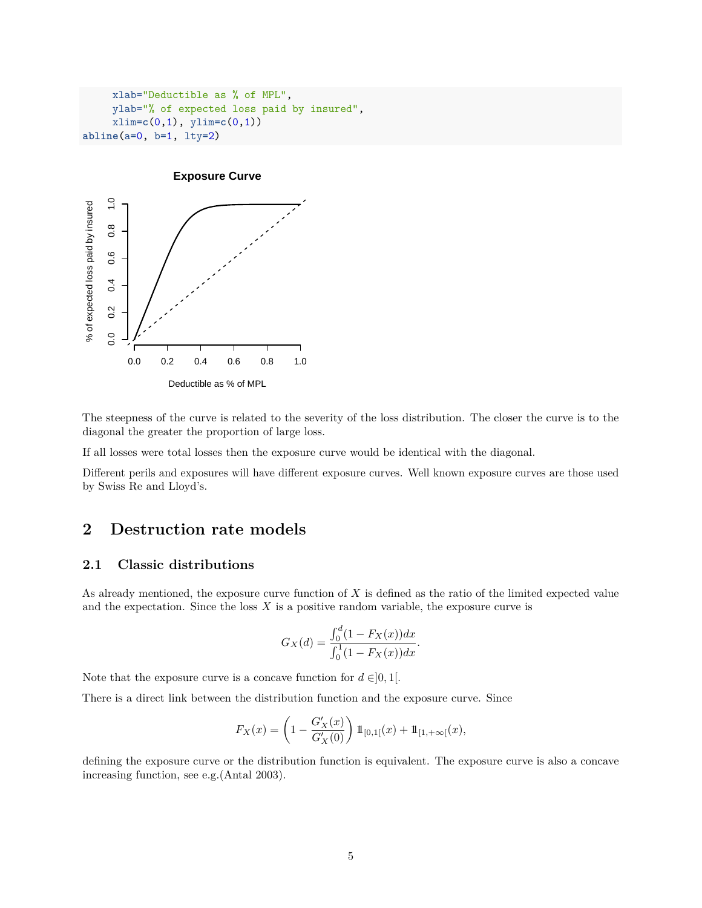```
      xlab="Deductible as % of MPL",
      ylab="% of expected loss paid by insured",
      xlim=c(0,1), ylim=c(0,1))
abline(a=0, b=1, lty=2)
```

The steepness of the curve is related to the severity of the loss distribution. The closer the curve is to the diagonal the greater the proportion of large loss.

If all losses were total losses then the exposure curve would be identical with the diagonal.

Different perils and exposures will have different exposure curves. Well known exposure curves are those used by Swiss Re and Lloyd's.

## 2 Destruction rate models

### 2.1 Classic distributions

As already mentioned, the exposure curve function of $X$ is defined as the ratio of the limited expected value and the expectation. Since the loss $X$ is a positive random variable, the exposure curve is

$$G_X(d) = \frac{\int_0^d (1 - F_X(x))dx}{\int_0^1 (1 - F_X(x))dx}.$$

Note that the exposure curve is a concave function for $d \in ]0, 1[$.

There is a direct link between the distribution function and the exposure curve. Since

$$F_X(x) = \left(1 - \frac{G_X'(x)}{G_X'(0)}\right) 1\!\!1_{[0,1[}(x) + 1\!\!1_{[1,+\infty[}(x),$$

defining the exposure curve or the distribution function is equivalent. The exposure curve is also a concave increasing function, see e.g.(Antal 2003).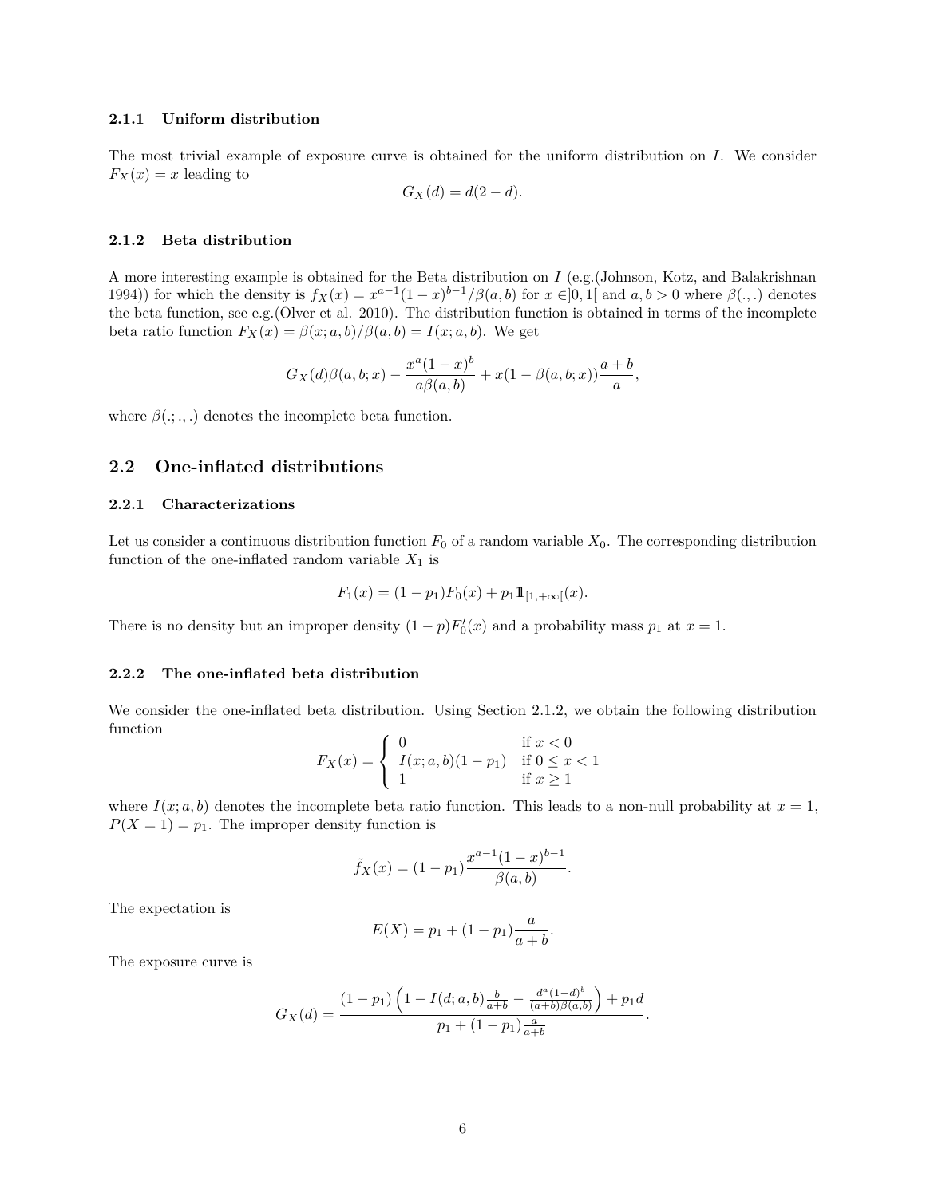#### 2.1.1 Uniform distribution

The most trivial example of exposure curve is obtained for the uniform distribution on $I$. We consider $F_X(x) = x$ leading to

$$G_X(d) = d(2-d).$$

#### 2.1.2 Beta distribution

A more interesting example is obtained for the Beta distribution on $I$ (e.g.(Johnson, Kotz, and Balakrishnan 1994)) for which the density is $f_X(x) = x^{a-1}(1-x)^{b-1}/\beta(a,b)$ for $x \in ]0,1[$ and $a, b > 0$ where $\beta(.,.)$ denotes the beta function, see e.g.(Olver et al. 2010). The distribution function is obtained in terms of the incomplete beta ratio function $F_X(x) = \beta(x; a, b)/\beta(a, b) = I(x; a, b)$. We get

$$G_X(d)\beta(a,b;x) - \frac{x^a(1-x)^b}{a\beta(a,b)} + x(1-\beta(a,b;x))\frac{a+b}{a},$$

where $\beta(.;.,.)$ denotes the incomplete beta function.

### 2.2 One-inflated distributions

#### 2.2.1 Characterizations

Let us consider a continuous distribution function $F_0$ of a random variable $X_0$. The corresponding distribution function of the one-inflated random variable $X_1$ is

$$F_1(x) = (1-p_1)F_0(x) + p_1 1\!\!1_{[1,+\infty[}(x).$$

There is no density but an improper density $(1-p)F_0'(x)$ and a probability mass $p_1$ at $x = 1$.

#### 2.2.2 The one-inflated beta distribution

We consider the one-inflated beta distribution. Using Section 2.1.2, we obtain the following distribution function

$$F_X(x) = \begin{cases} 0 & \text{if } x < 0 \\ I(x; a, b)(1-p_1) & \text{if } 0 \le x < 1 \\ 1 & \text{if } x \ge 1 \end{cases}$$

where $I(x; a, b)$ denotes the incomplete beta ratio function. This leads to a non-null probability at $x = 1$, $P(X = 1) = p_1$. The improper density function is

$$\tilde{f}_X(x) = (1-p_1)\frac{x^{a-1}(1-x)^{b-1}}{\beta(a,b)}.$$

The expectation is

$$E(X) = p_1 + (1-p_1)\frac{a}{a+b}.$$

The exposure curve is

$$G_X(d) = \frac{(1-p_1)\left(1 - I(d;a,b)\frac{b}{a+b} - \frac{d^a(1-d)^b}{(a+b)\beta(a,b)}\right) + p_1 d}{p_1 + (1-p_1)\frac{a}{a+b}}.$$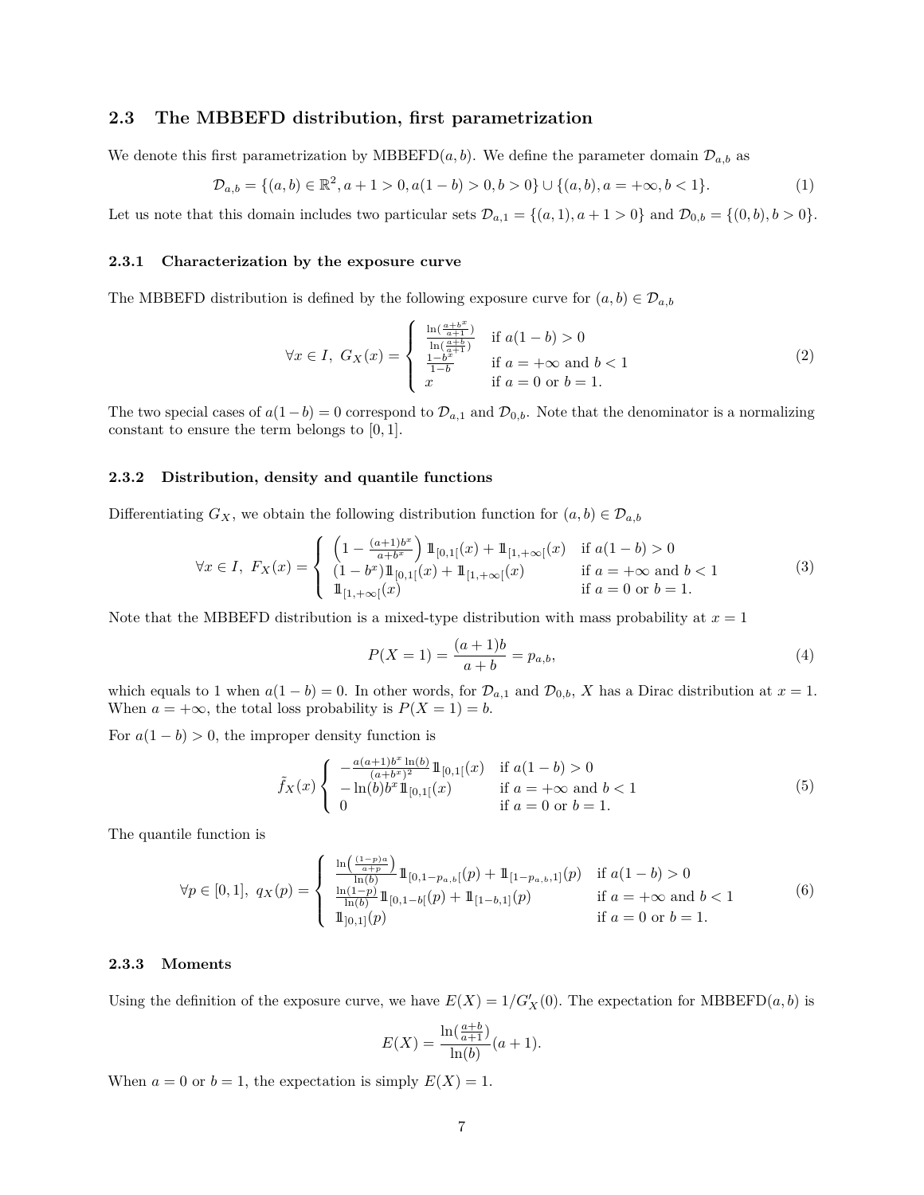### 2.3 The MBBEFD distribution, first parametrization

We denote this first parametrization by MBBEFD$(a, b)$. We define the parameter domain $\mathcal{D}_{a,b}$ as

$$\mathcal{D}_{a,b} = \{(a, b) \in \mathbb{R}^2, a + 1 > 0, a(1 - b) > 0, b > 0\} \cup \{(a, b), a = +\infty, b < 1\}. \tag{1}$$

Let us note that this domain includes two particular sets $\mathcal{D}_{a,1} = \{(a, 1), a + 1 > 0\}$ and $\mathcal{D}_{0,b} = \{(0, b), b > 0\}$.

#### 2.3.1 Characterization by the exposure curve

The MBBEFD distribution is defined by the following exposure curve for $(a, b) \in \mathcal{D}_{a,b}$

$$\forall x \in I,\ G_X(x) = \begin{cases} \frac{\ln(\frac{a+b^x}{a+1})}{\ln(\frac{a+b}{a+1})} & \text{if } a(1-b) > 0 \\ \frac{1-b^x}{1-b} & \text{if } a = +\infty \text{ and } b < 1 \\ x & \text{if } a = 0 \text{ or } b = 1. \end{cases} \tag{2}$$

The two special cases of $a(1-b) = 0$ correspond to $\mathcal{D}_{a,1}$ and $\mathcal{D}_{0,b}$. Note that the denominator is a normalizing constant to ensure the term belongs to $[0, 1]$.

#### 2.3.2 Distribution, density and quantile functions

Differentiating $G_X$, we obtain the following distribution function for $(a, b) \in \mathcal{D}_{a,b}$

$$\forall x \in I,\ F_X(x) = \begin{cases} \left(1 - \frac{(a+1)b^x}{a+b^x}\right) \mathbb{1}_{[0,1[}(x) + \mathbb{1}_{[1,+\infty[}(x) & \text{if } a(1-b) > 0 \\ (1 - b^x)\mathbb{1}_{[0,1[}(x) + \mathbb{1}_{[1,+\infty[}(x) & \text{if } a = +\infty \text{ and } b < 1 \\ \mathbb{1}_{[1,+\infty[}(x) & \text{if } a = 0 \text{ or } b = 1. \end{cases} \tag{3}$$

Note that the MBBEFD distribution is a mixed-type distribution with mass probability at $x = 1$

$$P(X = 1) = \frac{(a + 1)b}{a + b} = p_{a,b}, \tag{4}$$

which equals to 1 when $a(1-b) = 0$. In other words, for $\mathcal{D}_{a,1}$ and $\mathcal{D}_{0,b}$, $X$ has a Dirac distribution at $x = 1$. When $a = +\infty$, the total loss probability is $P(X = 1) = b$.

For $a(1 - b) > 0$, the improper density function is

$$\tilde{f}_X(x) \begin{cases} -\frac{a(a+1)b^x \ln(b)}{(a+b^x)^2} \mathbb{1}_{[0,1[}(x) & \text{if } a(1-b) > 0 \\ -\ln(b)b^x \mathbb{1}_{[0,1[}(x) & \text{if } a = +\infty \text{ and } b < 1 \\ 0 & \text{if } a = 0 \text{ or } b = 1. \end{cases} \tag{5}$$

The quantile function is

$$\forall p \in [0, 1],\ q_X(p) = \begin{cases} \frac{\ln\left(\frac{(1-p)a}{a+p}\right)}{\ln(b)} \mathbb{1}_{[0,1-p_{a,b}[}(p) + \mathbb{1}_{[1-p_{a,b},1]}(p) & \text{if } a(1-b) > 0 \\ \frac{\ln(1-p)}{\ln(b)} \mathbb{1}_{[0,1-b[}(p) + \mathbb{1}_{[1-b,1]}(p) & \text{if } a = +\infty \text{ and } b < 1 \\ \mathbb{1}_{]0,1]}(p) & \text{if } a = 0 \text{ or } b = 1. \end{cases} \tag{6}$$

#### 2.3.3 Moments

Using the definition of the exposure curve, we have $E(X) = 1/G'_X(0)$. The expectation for MBBEFD$(a, b)$ is

$$E(X) = \frac{\ln(\frac{a+b}{a+1})}{\ln(b)}(a + 1).$$

When $a = 0$ or $b = 1$, the expectation is simply $E(X) = 1$.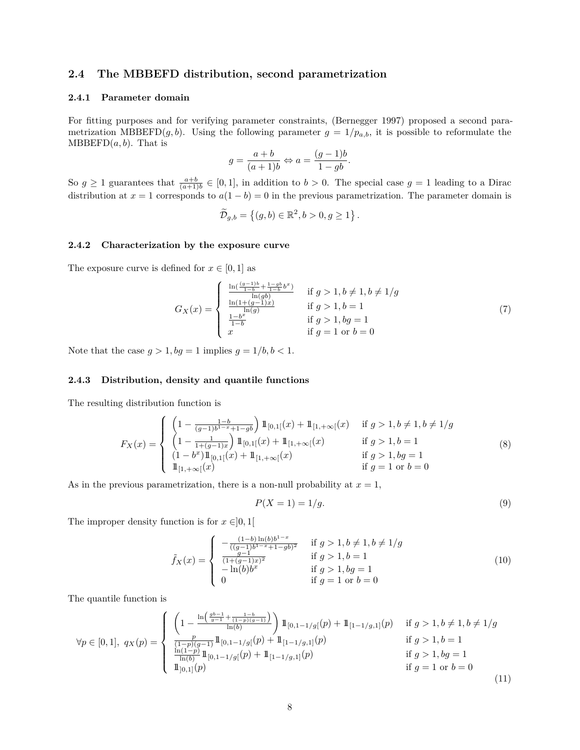## 2.4 The MBBEFD distribution, second parametrization

### 2.4.1 Parameter domain

For fitting purposes and for verifying parameter constraints, (Bernegger 1997) proposed a second parametrization MBBEFD$(g, b)$. Using the following parameter $g = 1/p_{a,b}$, it is possible to reformulate the MBBEFD$(a, b)$. That is

$$g = \frac{a+b}{(a+1)b} \Leftrightarrow a = \frac{(g-1)b}{1-gb}.$$

So $g \geq 1$ guarantees that $\frac{a+b}{(a+1)b} \in [0, 1]$, in addition to $b > 0$. The special case $g = 1$ leading to a Dirac distribution at $x = 1$ corresponds to $a(1-b) = 0$ in the previous parametrization. The parameter domain is

$$\widetilde{\mathcal{D}}_{g,b} = \left\{(g, b) \in \mathbb{R}^2, b > 0, g \geq 1\right\}.$$

### 2.4.2 Characterization by the exposure curve

The exposure curve is defined for $x \in [0, 1]$ as

$$G_X(x) = \begin{cases} \frac{\ln\left(\frac{(g-1)b}{1-b} + \frac{1-gb}{1-b}b^x\right)}{\ln(gb)} & \text{if } g > 1, b \neq 1, b \neq 1/g \\ \frac{\ln(1+(g-1)x)}{\ln(g)} & \text{if } g > 1, b = 1 \\ \frac{1-b^x}{1-b} & \text{if } g > 1, bg = 1 \\ x & \text{if } g = 1 \text{ or } b = 0 \end{cases} \tag{7}$$

Note that the case $g > 1, bg = 1$ implies $g = 1/b, b < 1$.

### 2.4.3 Distribution, density and quantile functions

The resulting distribution function is

$$F_X(x) = \begin{cases} \left(1 - \frac{1-b}{(g-1)b^{1-x}+1-gb}\right) \mathbb{1}_{[0,1[}(x) + \mathbb{1}_{[1,+\infty[}(x) & \text{if } g > 1, b \neq 1, b \neq 1/g \\ \left(1 - \frac{1}{1+(g-1)x}\right) \mathbb{1}_{[0,1[}(x) + \mathbb{1}_{[1,+\infty[}(x) & \text{if } g > 1, b = 1 \\ (1-b^x)\mathbb{1}_{[0,1[}(x) + \mathbb{1}_{[1,+\infty[}(x) & \text{if } g > 1, bg = 1 \\ \mathbb{1}_{[1,+\infty[}(x) & \text{if } g = 1 \text{ or } b = 0 \end{cases} \tag{8}$$

As in the previous parametrization, there is a non-null probability at $x = 1$,

$$P(X = 1) = 1/g. \tag{9}$$

The improper density function is for $x \in ]0, 1[$

$$\tilde{f}_X(x) = \begin{cases} -\frac{(1-b)\ln(b)b^{1-x}}{((g-1)b^{1-x}+1-gb)^2} & \text{if } g > 1, b \neq 1, b \neq 1/g \\ \frac{g-1}{(1+(g-1)x)^2} & \text{if } g > 1, b = 1 \\ -\ln(b)b^x & \text{if } g > 1, bg = 1 \\ 0 & \text{if } g = 1 \text{ or } b = 0 \end{cases} \tag{10}$$

The quantile function is

$$\forall p \in [0, 1],\ q_X(p) = \begin{cases} \left(1 - \frac{\ln\left(\frac{gb-1}{g-1} + \frac{1-b}{(1-p)(g-1)}\right)}{\ln(b)}\right) \mathbb{1}_{[0,1-1/g[}(p) + \mathbb{1}_{[1-1/g,1]}(p) & \text{if } g > 1, b \neq 1, b \neq 1/g \\ \frac{p}{(1-p)(g-1)} \mathbb{1}_{[0,1-1/g[}(p) + \mathbb{1}_{[1-1/g,1]}(p) & \text{if } g > 1, b = 1 \\ \frac{\ln(1-p)}{\ln(b)} \mathbb{1}_{[0,1-1/g[}(p) + \mathbb{1}_{[1-1/g,1]}(p) & \text{if } g > 1, bg = 1 \\ \mathbb{1}_{]0,1]}(p) & \text{if } g = 1 \text{ or } b = 0 \end{cases} \tag{11}$$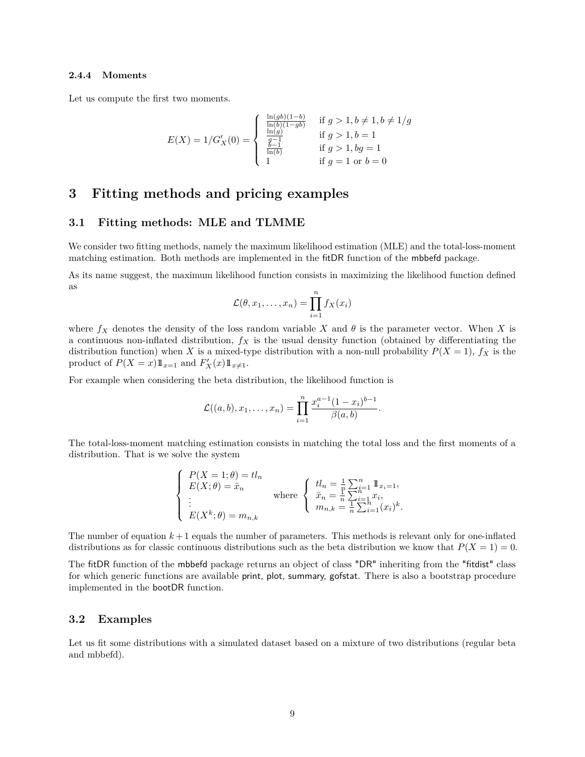#### 2.4.4 Moments

Let us compute the first two moments.

$$
E(X) = 1/G'_X(0) = \begin{cases} \frac{\ln(gb)(1-b)}{\ln(b)(1-gb)} & \text{if } g > 1, b \neq 1, b \neq 1/g \\ \frac{\ln(g)}{g-1} & \text{if } g > 1, b = 1 \\ \frac{b-1}{\ln(b)} & \text{if } g > 1, bg = 1 \\ 1 & \text{if } g = 1 \text{ or } b = 0 \end{cases}
$$

# 3 Fitting methods and pricing examples

## 3.1 Fitting methods: MLE and TLMME

We consider two fitting methods, namely the maximum likelihood estimation (MLE) and the total-loss-moment matching estimation. Both methods are implemented in the fitDR function of the mbbefd package.

As its name suggest, the maximum likelihood function consists in maximizing the likelihood function defined as

$$
\mathcal{L}(\theta, x_1, \ldots, x_n) = \prod_{i=1}^{n} f_X(x_i)
$$

where $f_X$ denotes the density of the loss random variable $X$ and $\theta$ is the parameter vector. When $X$ is a continuous non-inflated distribution, $f_X$ is the usual density function (obtained by differentiating the distribution function) when $X$ is a mixed-type distribution with a non-null probability $P(X = 1)$, $f_X$ is the product of $P(X = x)\mathbb{1}_{x=1}$ and $F'_X(x)\mathbb{1}_{x\neq 1}$.

For example when considering the beta distribution, the likelihood function is

$$
\mathcal{L}((a, b), x_1, \ldots, x_n) = \prod_{i=1}^{n} \frac{x_i^{a-1}(1-x_i)^{b-1}}{\beta(a, b)}.
$$

The total-loss-moment matching estimation consists in matching the total loss and the first moments of a distribution. That is we solve the system

$$
\begin{cases} P(X = 1; \theta) = tl_n \\ E(X; \theta) = \bar{x}_n \\ \vdots \\ E(X^k; \theta) = m_{n,k} \end{cases} \quad \text{where} \quad \begin{cases} tl_n = \frac{1}{n}\sum_{i=1}^{n} \mathbb{1}_{x_i=1}, \\ \bar{x}_n = \frac{1}{n}\sum_{i=1}^{n} x_i, \\ m_{n,k} = \frac{1}{n}\sum_{i=1}^{n} (x_i)^k. \end{cases}
$$

The number of equation $k+1$ equals the number of parameters. This methods is relevant only for one-inflated distributions as for classic continuous distributions such as the beta distribution we know that $P(X = 1) = 0$.

The fitDR function of the mbbefd package returns an object of class "DR" inheriting from the "fitdist" class for which generic functions are available print, plot, summary, gofstat. There is also a bootstrap procedure implemented in the bootDR function.

## 3.2 Examples

Let us fit some distributions with a simulated dataset based on a mixture of two distributions (regular beta and mbbefd).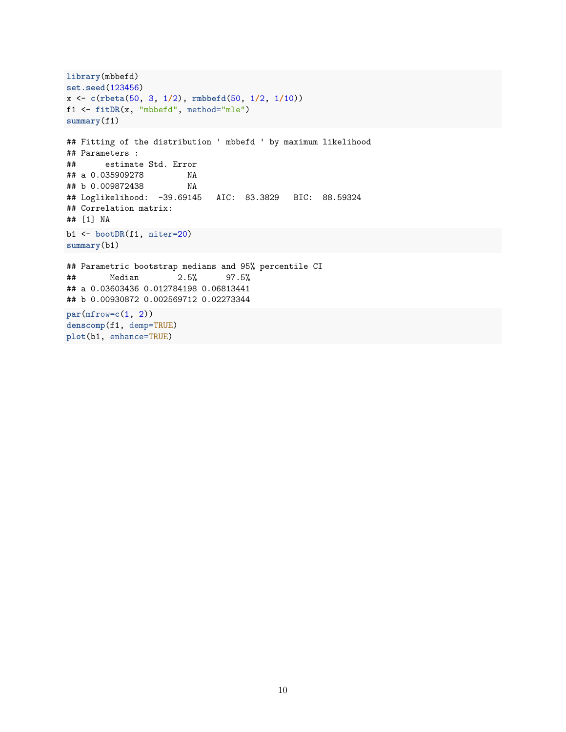```r
library(mbbefd)
set.seed(123456)
x <- c(rbeta(50, 3, 1/2), rmbbefd(50, 1/2, 1/10))
f1 <- fitDR(x, "mbbefd", method="mle")
summary(f1)
```

```
## Fitting of the distribution ' mbbefd ' by maximum likelihood
## Parameters :
##      estimate Std. Error
## a 0.035909278         NA
## b 0.009872438         NA
## Loglikelihood:  -39.69145   AIC:  83.3829   BIC:  88.59324
## Correlation matrix:
## [1] NA
```

```r
b1 <- bootDR(f1, niter=20)
summary(b1)
```

```
## Parametric bootstrap medians and 95% percentile CI
##       Median        2.5%      97.5%
## a 0.03603436 0.012784198 0.06813441
## b 0.00930872 0.002569712 0.02273344
```

```r
par(mfrow=c(1, 2))
denscomp(f1, demp=TRUE)
plot(b1, enhance=TRUE)
```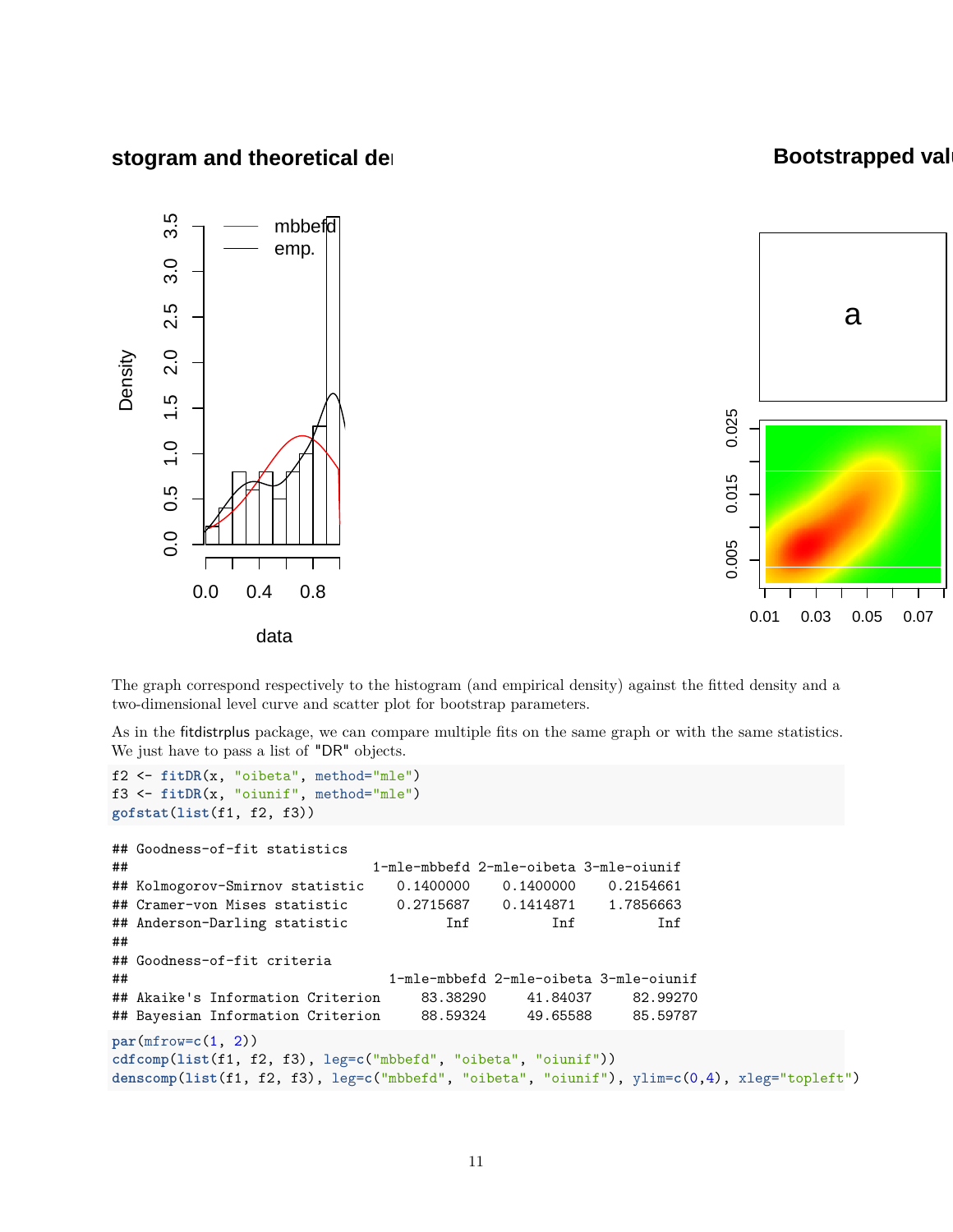The graph correspond respectively to the histogram (and empirical density) against the fitted density and a two-dimensional level curve and scatter plot for bootstrap parameters.

As in the fitdistrplus package, we can compare multiple fits on the same graph or with the same statistics. We just have to pass a list of "DR" objects.

```
f2 <- fitDR(x, "oibeta", method="mle")
f3 <- fitDR(x, "oiunif", method="mle")
gofstat(list(f1, f2, f3))
```

```
## Goodness-of-fit statistics
##                              1-mle-mbbefd 2-mle-oibeta 3-mle-oiunif
## Kolmogorov-Smirnov statistic    0.1400000    0.1400000    0.2154661
## Cramer-von Mises statistic      0.2715687    0.1414871    1.7856663
## Anderson-Darling statistic            Inf          Inf          Inf
##
## Goodness-of-fit criteria
##                                1-mle-mbbefd 2-mle-oibeta 3-mle-oiunif
## Akaike's Information Criterion     83.38290     41.84037     82.99270
## Bayesian Information Criterion     88.59324     49.65588     85.59787
```

```
par(mfrow=c(1, 2))
cdfcomp(list(f1, f2, f3), leg=c("mbbefd", "oibeta", "oiunif"))
denscomp(list(f1, f2, f3), leg=c("mbbefd", "oibeta", "oiunif"), ylim=c(0,4), xleg="topleft")
```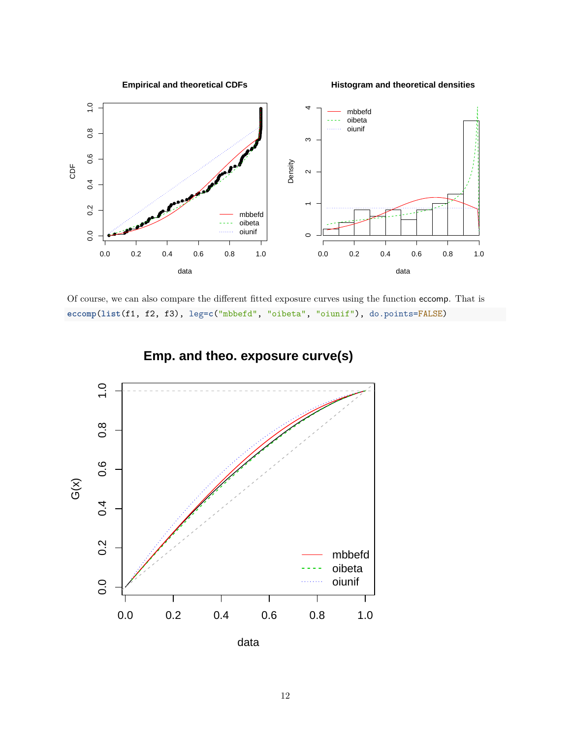Of course, we can also compare the different fitted exposure curves using the function eccomp. That is

```
eccomp(list(f1, f2, f3), leg=c("mbbefd", "oibeta", "oiunif"), do.points=FALSE)
```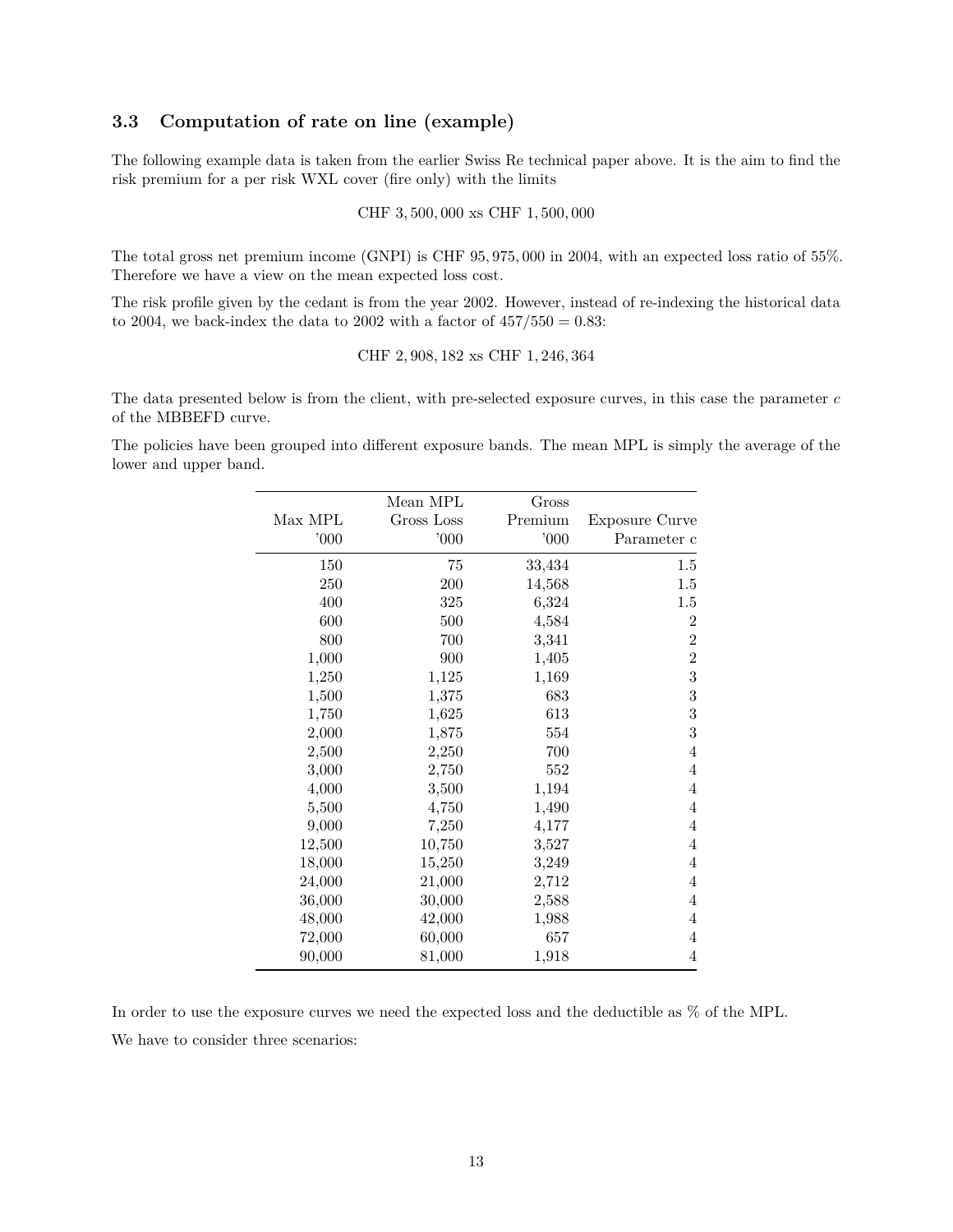### 3.3 Computation of rate on line (example)

The following example data is taken from the earlier Swiss Re technical paper above. It is the aim to find the risk premium for a per risk WXL cover (fire only) with the limits

CHF 3,500,000 xs CHF 1,500,000

The total gross net premium income (GNPI) is CHF 95,975,000 in 2004, with an expected loss ratio of 55%. Therefore we have a view on the mean expected loss cost.

The risk profile given by the cedant is from the year 2002. However, instead of re-indexing the historical data to 2004, we back-index the data to 2002 with a factor of $457/550 = 0.83$:

CHF 2,908,182 xs CHF 1,246,364

The data presented below is from the client, with pre-selected exposure curves, in this case the parameter $c$ of the MBBEFD curve.

The policies have been grouped into different exposure bands. The mean MPL is simply the average of the lower and upper band.

| Max MPL '000 | Mean MPL Gross Loss '000 | Gross Premium '000 | Exposure Curve Parameter c |
|---:|---:|---:|---:|
| 150 | 75 | 33,434 | 1.5 |
| 250 | 200 | 14,568 | 1.5 |
| 400 | 325 | 6,324 | 1.5 |
| 600 | 500 | 4,584 | 2 |
| 800 | 700 | 3,341 | 2 |
| 1,000 | 900 | 1,405 | 2 |
| 1,250 | 1,125 | 1,169 | 3 |
| 1,500 | 1,375 | 683 | 3 |
| 1,750 | 1,625 | 613 | 3 |
| 2,000 | 1,875 | 554 | 3 |
| 2,500 | 2,250 | 700 | 4 |
| 3,000 | 2,750 | 552 | 4 |
| 4,000 | 3,500 | 1,194 | 4 |
| 5,500 | 4,750 | 1,490 | 4 |
| 9,000 | 7,250 | 4,177 | 4 |
| 12,500 | 10,750 | 3,527 | 4 |
| 18,000 | 15,250 | 3,249 | 4 |
| 24,000 | 21,000 | 2,712 | 4 |
| 36,000 | 30,000 | 2,588 | 4 |
| 48,000 | 42,000 | 1,988 | 4 |
| 72,000 | 60,000 | 657 | 4 |
| 90,000 | 81,000 | 1,918 | 4 |

In order to use the exposure curves we need the expected loss and the deductible as % of the MPL.

We have to consider three scenarios: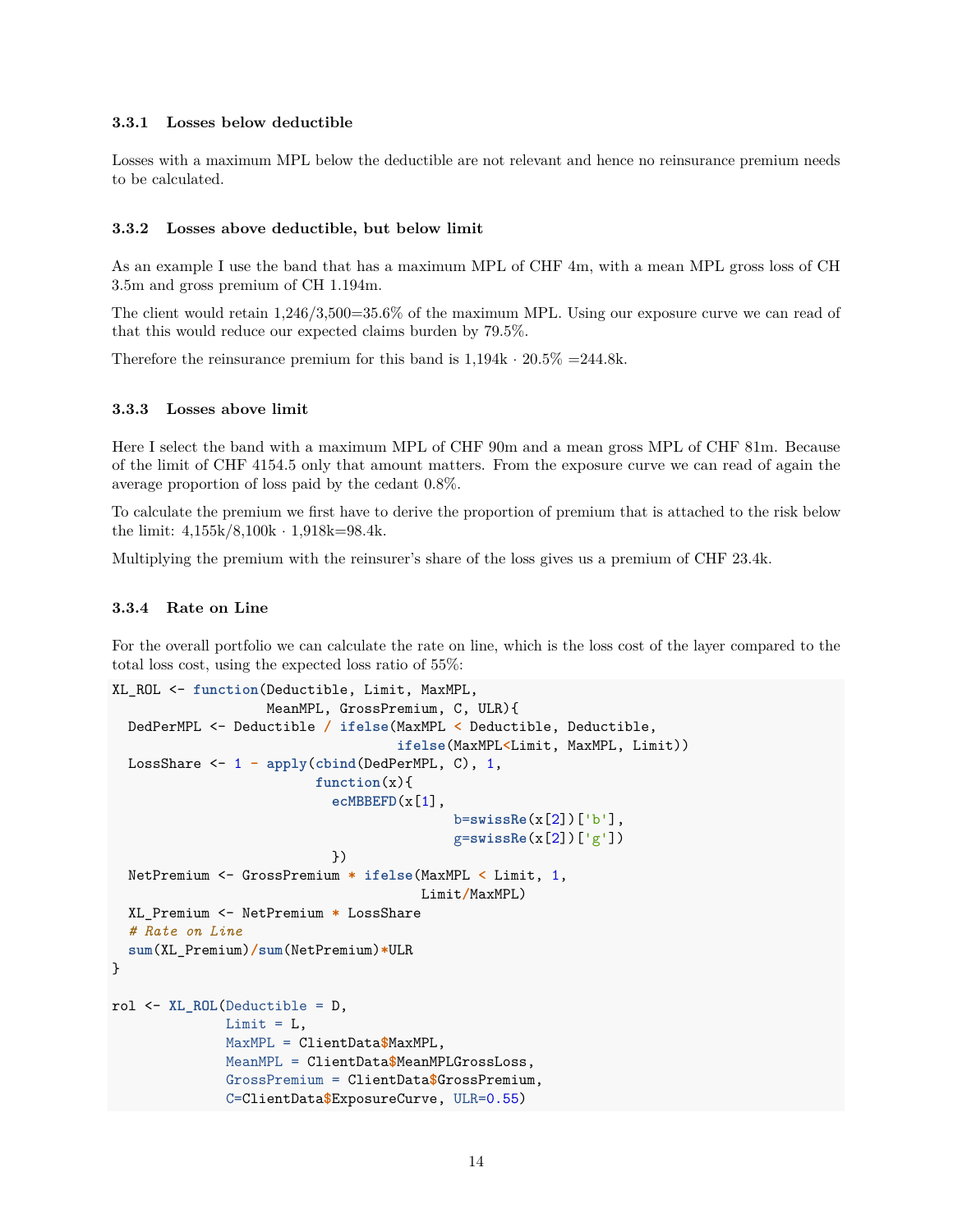### 3.3.1 Losses below deductible

Losses with a maximum MPL below the deductible are not relevant and hence no reinsurance premium needs to be calculated.

### 3.3.2 Losses above deductible, but below limit

As an example I use the band that has a maximum MPL of CHF 4m, with a mean MPL gross loss of CH 3.5m and gross premium of CH 1.194m.

The client would retain 1,246/3,500=35.6% of the maximum MPL. Using our exposure curve we can read of that this would reduce our expected claims burden by 79.5%.

Therefore the reinsurance premium for this band is 1,194k · 20.5% =244.8k.

### 3.3.3 Losses above limit

Here I select the band with a maximum MPL of CHF 90m and a mean gross MPL of CHF 81m. Because of the limit of CHF 4154.5 only that amount matters. From the exposure curve we can read of again the average proportion of loss paid by the cedant 0.8%.

To calculate the premium we first have to derive the proportion of premium that is attached to the risk below the limit: 4,155k/8,100k · 1,918k=98.4k.

Multiplying the premium with the reinsurer's share of the loss gives us a premium of CHF 23.4k.

### 3.3.4 Rate on Line

For the overall portfolio we can calculate the rate on line, which is the loss cost of the layer compared to the total loss cost, using the expected loss ratio of 55%:

```
XL_ROL <- function(Deductible, Limit, MaxMPL,
                   MeanMPL, GrossPremium, C, ULR){
  DedPerMPL <- Deductible / ifelse(MaxMPL < Deductible, Deductible,
                                   ifelse(MaxMPL<Limit, MaxMPL, Limit))
  LossShare <- 1 - apply(cbind(DedPerMPL, C), 1,
                         function(x){
                           ecMBBEFD(x[1],
                                          b=swissRe(x[2])['b'],
                                          g=swissRe(x[2])['g'])
                           })
  NetPremium <- GrossPremium * ifelse(MaxMPL < Limit, 1,
                                      Limit/MaxMPL)
  XL_Premium <- NetPremium * LossShare
  # Rate on Line
  sum(XL_Premium)/sum(NetPremium)*ULR
}

rol <- XL_ROL(Deductible = D,
              Limit = L,
              MaxMPL = ClientData$MaxMPL,
              MeanMPL = ClientData$MeanMPLGrossLoss,
              GrossPremium = ClientData$GrossPremium,
              C=ClientData$ExposureCurve, ULR=0.55)
```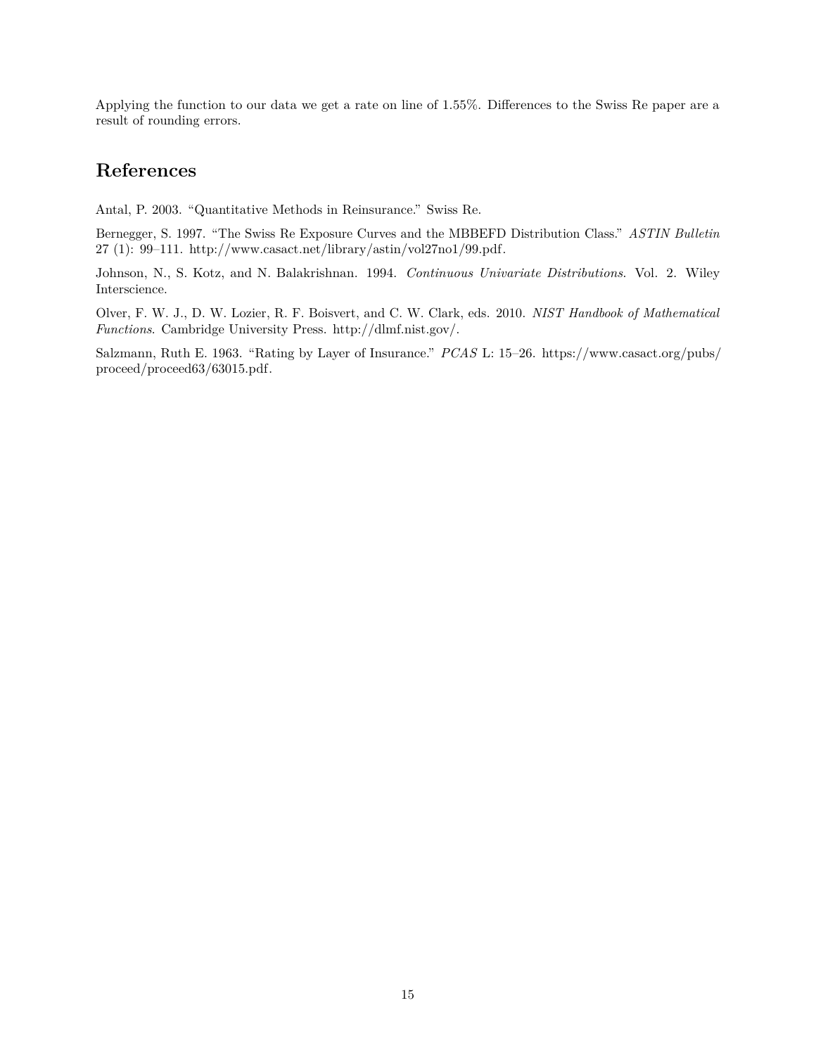Applying the function to our data we get a rate on line of 1.55%. Differences to the Swiss Re paper are a result of rounding errors.

# References

Antal, P. 2003. "Quantitative Methods in Reinsurance." Swiss Re.

Bernegger, S. 1997. "The Swiss Re Exposure Curves and the MBBEFD Distribution Class." *ASTIN Bulletin* 27 (1): 99–111. http://www.casact.net/library/astin/vol27no1/99.pdf.

Johnson, N., S. Kotz, and N. Balakrishnan. 1994. *Continuous Univariate Distributions*. Vol. 2. Wiley Interscience.

Olver, F. W. J., D. W. Lozier, R. F. Boisvert, and C. W. Clark, eds. 2010. *NIST Handbook of Mathematical Functions*. Cambridge University Press. http://dlmf.nist.gov/.

Salzmann, Ruth E. 1963. "Rating by Layer of Insurance." *PCAS* L: 15–26. https://www.casact.org/pubs/proceed/proceed63/63015.pdf.